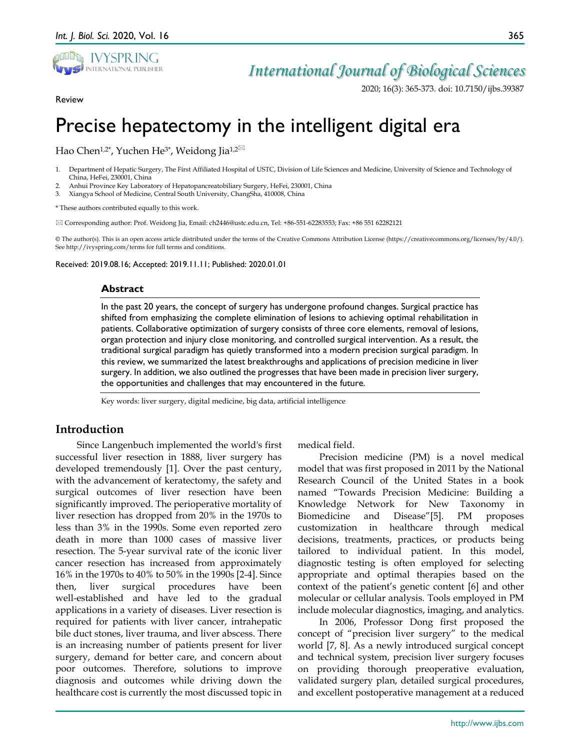Review

# Precise hepatectomy in the intelligent digital era

Hao Chen[1,2*], Yuchen He[3*], Weidong Jia[1,2✉]

1. Department of Hepatic Surgery, The First Affiliated Hospital of USTC, Division of Life Sciences and Medicine, University of Science and Technology of China, HeFei, 230001, China
2. Anhui Province Key Laboratory of Hepatopancreatobiliary Surgery, HeFei, 230001, China
3. Xiangya School of Medicine, Central South University, ChangSha, 410008, China

* These authors contributed equally to this work.

✉ Corresponding author: Prof. Weidong Jia, Email: ch2446@ustc.edu.cn, Tel: +86-551-62283553; Fax: +86 551 62282121

© The author(s). This is an open access article distributed under the terms of the Creative Commons Attribution License (https://creativecommons.org/licenses/by/4.0/). See http://ivyspring.com/terms for full terms and conditions.

Received: 2019.08.16; Accepted: 2019.11.11; Published: 2020.01.01

## Abstract

In the past 20 years, the concept of surgery has undergone profound changes. Surgical practice has shifted from emphasizing the complete elimination of lesions to achieving optimal rehabilitation in patients. Collaborative optimization of surgery consists of three core elements, removal of lesions, organ protection and injury close monitoring, and controlled surgical intervention. As a result, the traditional surgical paradigm has quietly transformed into a modern precision surgical paradigm. In this review, we summarized the latest breakthroughs and applications of precision medicine in liver surgery. In addition, we also outlined the progresses that have been made in precision liver surgery, the opportunities and challenges that may encountered in the future.

Key words: liver surgery, digital medicine, big data, artificial intelligence

## Introduction

Since Langenbuch implemented the world's first successful liver resection in 1888, liver surgery has developed tremendously [1]. Over the past century, with the advancement of keratectomy, the safety and surgical outcomes of liver resection have been significantly improved. The perioperative mortality of liver resection has dropped from 20% in the 1970s to less than 3% in the 1990s. Some even reported zero death in more than 1000 cases of massive liver resection. The 5-year survival rate of the iconic liver cancer resection has increased from approximately 16% in the 1970s to 40% to 50% in the 1990s [2-4]. Since then, liver surgical procedures have been well-established and have led to the gradual applications in a variety of diseases. Liver resection is required for patients with liver cancer, intrahepatic bile duct stones, liver trauma, and liver abscess. There is an increasing number of patients present for liver surgery, demand for better care, and concern about poor outcomes. Therefore, solutions to improve diagnosis and outcomes while driving down the healthcare cost is currently the most discussed topic in medical field.

Precision medicine (PM) is a novel medical model that was first proposed in 2011 by the National Research Council of the United States in a book named "Towards Precision Medicine: Building a Knowledge Network for New Taxonomy in Biomedicine and Disease"[5]. PM proposes customization in healthcare through medical decisions, treatments, practices, or products being tailored to individual patient. In this model, diagnostic testing is often employed for selecting appropriate and optimal therapies based on the context of the patient's genetic content [6] and other molecular or cellular analysis. Tools employed in PM include molecular diagnostics, imaging, and analytics.

In 2006, Professor Dong first proposed the concept of "precision liver surgery" to the medical world [7, 8]. As a newly introduced surgical concept and technical system, precision liver surgery focuses on providing thorough preoperative evaluation, validated surgery plan, detailed surgical procedures, and excellent postoperative management at a reduced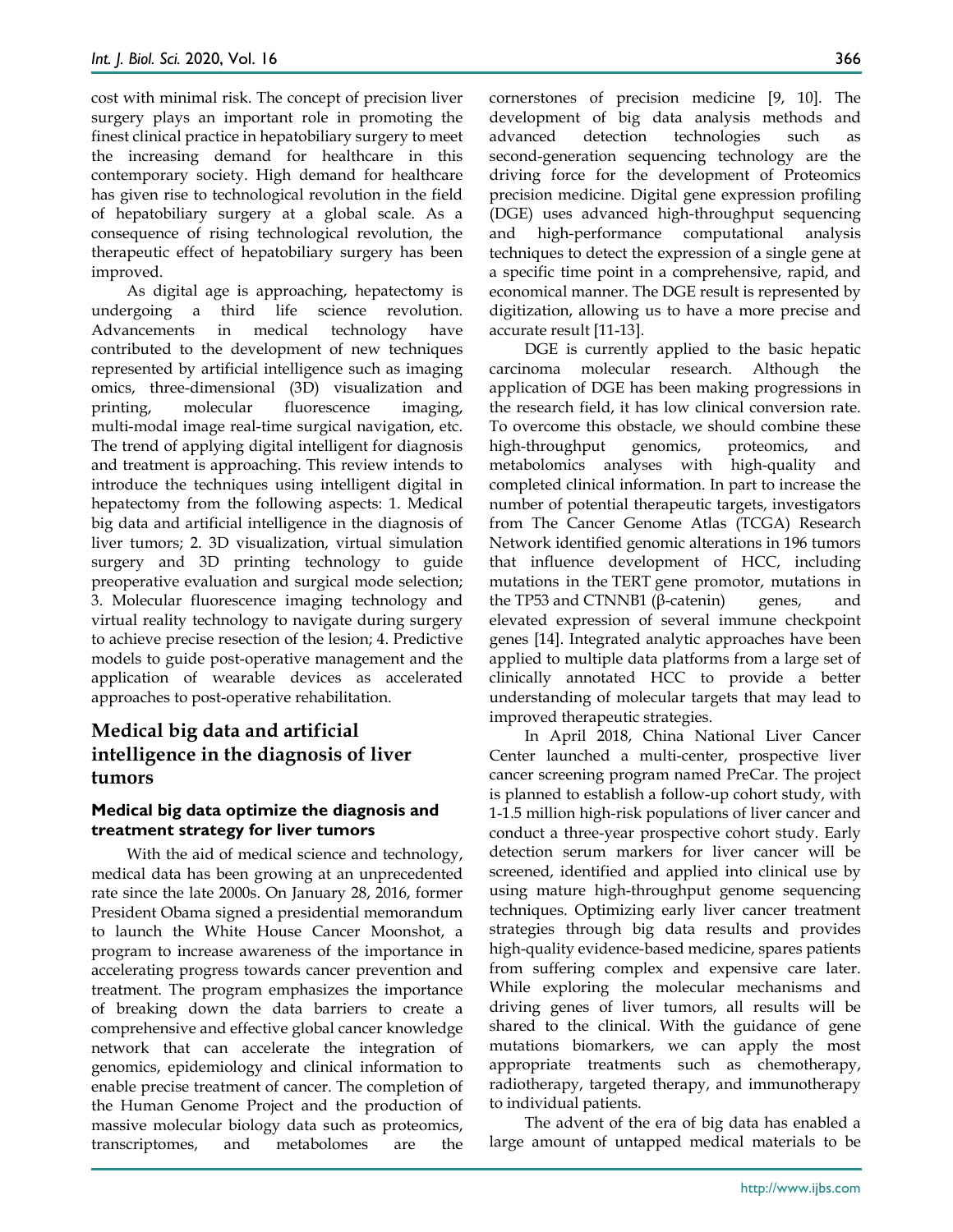cost with minimal risk. The concept of precision liver surgery plays an important role in promoting the finest clinical practice in hepatobiliary surgery to meet the increasing demand for healthcare in this contemporary society. High demand for healthcare has given rise to technological revolution in the field of hepatobiliary surgery at a global scale. As a consequence of rising technological revolution, the therapeutic effect of hepatobiliary surgery has been improved.

As digital age is approaching, hepatectomy is undergoing a third life science revolution. Advancements in medical technology have contributed to the development of new techniques represented by artificial intelligence such as imaging omics, three-dimensional (3D) visualization and printing, molecular fluorescence imaging, multi-modal image real-time surgical navigation, etc. The trend of applying digital intelligent for diagnosis and treatment is approaching. This review intends to introduce the techniques using intelligent digital in hepatectomy from the following aspects: 1. Medical big data and artificial intelligence in the diagnosis of liver tumors; 2. 3D visualization, virtual simulation surgery and 3D printing technology to guide preoperative evaluation and surgical mode selection; 3. Molecular fluorescence imaging technology and virtual reality technology to navigate during surgery to achieve precise resection of the lesion; 4. Predictive models to guide post-operative management and the application of wearable devices as accelerated approaches to post-operative rehabilitation.

## Medical big data and artificial intelligence in the diagnosis of liver tumors

### Medical big data optimize the diagnosis and treatment strategy for liver tumors

With the aid of medical science and technology, medical data has been growing at an unprecedented rate since the late 2000s. On January 28, 2016, former President Obama signed a presidential memorandum to launch the White House Cancer Moonshot, a program to increase awareness of the importance in accelerating progress towards cancer prevention and treatment. The program emphasizes the importance of breaking down the data barriers to create a comprehensive and effective global cancer knowledge network that can accelerate the integration of genomics, epidemiology and clinical information to enable precise treatment of cancer. The completion of the Human Genome Project and the production of massive molecular biology data such as proteomics, transcriptomes, and metabolomes are the cornerstones of precision medicine [9, 10]. The development of big data analysis methods and advanced detection technologies such as second-generation sequencing technology are the driving force for the development of Proteomics precision medicine. Digital gene expression profiling (DGE) uses advanced high-throughput sequencing and high-performance computational analysis techniques to detect the expression of a single gene at a specific time point in a comprehensive, rapid, and economical manner. The DGE result is represented by digitization, allowing us to have a more precise and accurate result [11-13].

DGE is currently applied to the basic hepatic carcinoma molecular research. Although the application of DGE has been making progressions in the research field, it has low clinical conversion rate. To overcome this obstacle, we should combine these high-throughput genomics, proteomics, and metabolomics analyses with high-quality and completed clinical information. In part to increase the number of potential therapeutic targets, investigators from The Cancer Genome Atlas (TCGA) Research Network identified genomic alterations in 196 tumors that influence development of HCC, including mutations in the TERT gene promotor, mutations in the TP53 and CTNNB1 (β-catenin) genes, and elevated expression of several immune checkpoint genes [14]. Integrated analytic approaches have been applied to multiple data platforms from a large set of clinically annotated HCC to provide a better understanding of molecular targets that may lead to improved therapeutic strategies.

In April 2018, China National Liver Cancer Center launched a multi-center, prospective liver cancer screening program named PreCar. The project is planned to establish a follow-up cohort study, with 1-1.5 million high-risk populations of liver cancer and conduct a three-year prospective cohort study. Early detection serum markers for liver cancer will be screened, identified and applied into clinical use by using mature high-throughput genome sequencing techniques. Optimizing early liver cancer treatment strategies through big data results and provides high-quality evidence-based medicine, spares patients from suffering complex and expensive care later. While exploring the molecular mechanisms and driving genes of liver tumors, all results will be shared to the clinical. With the guidance of gene mutations biomarkers, we can apply the most appropriate treatments such as chemotherapy, radiotherapy, targeted therapy, and immunotherapy to individual patients.

The advent of the era of big data has enabled a large amount of untapped medical materials to be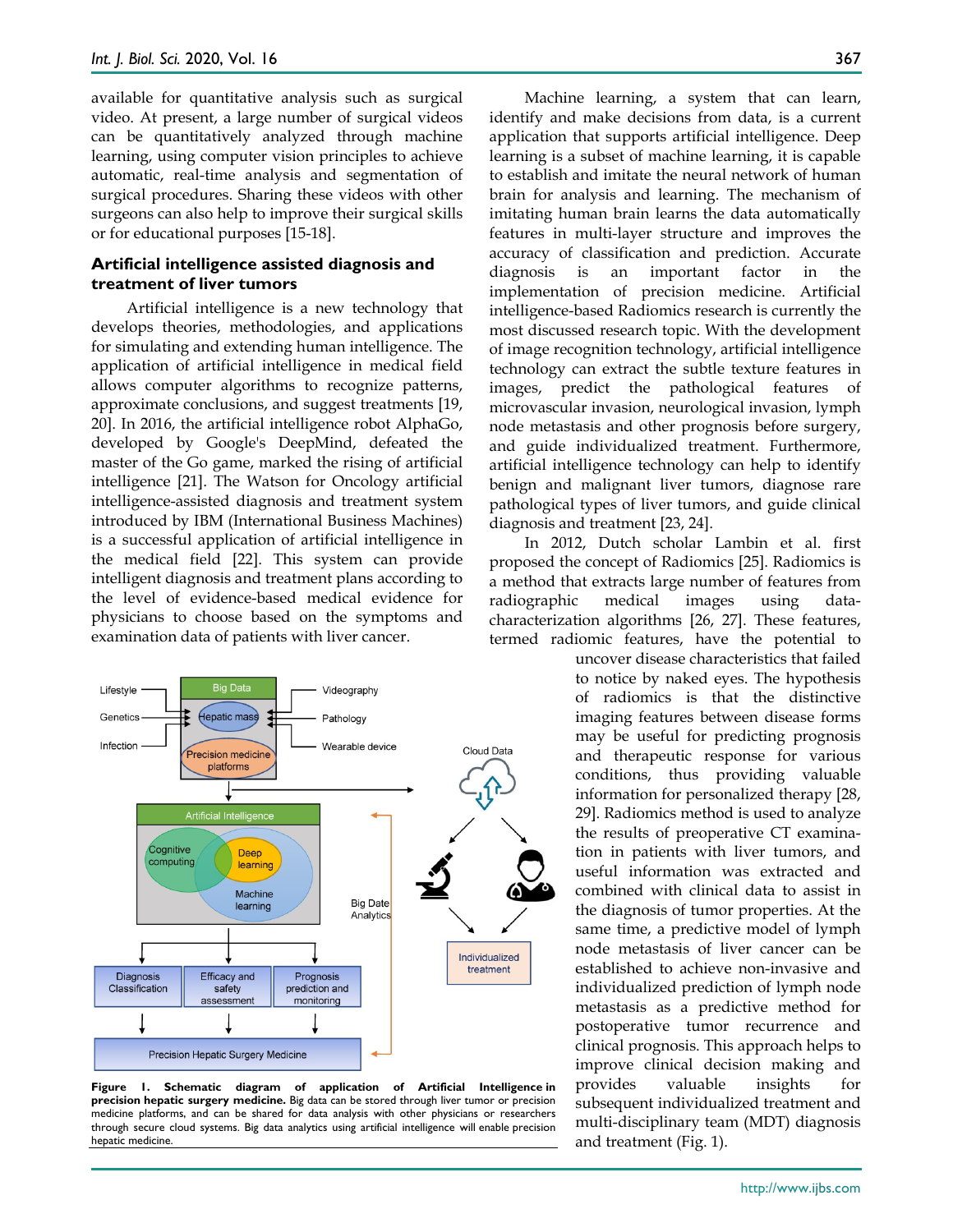available for quantitative analysis such as surgical video. At present, a large number of surgical videos can be quantitatively analyzed through machine learning, using computer vision principles to achieve automatic, real-time analysis and segmentation of surgical procedures. Sharing these videos with other surgeons can also help to improve their surgical skills or for educational purposes [15-18].

## Artificial intelligence assisted diagnosis and treatment of liver tumors

Artificial intelligence is a new technology that develops theories, methodologies, and applications for simulating and extending human intelligence. The application of artificial intelligence in medical field allows computer algorithms to recognize patterns, approximate conclusions, and suggest treatments [19, 20]. In 2016, the artificial intelligence robot AlphaGo, developed by Google's DeepMind, defeated the master of the Go game, marked the rising of artificial intelligence [21]. The Watson for Oncology artificial intelligence-assisted diagnosis and treatment system introduced by IBM (International Business Machines) is a successful application of artificial intelligence in the medical field [22]. This system can provide intelligent diagnosis and treatment plans according to the level of evidence-based medical evidence for physicians to choose based on the symptoms and examination data of patients with liver cancer.

Machine learning, a system that can learn, identify and make decisions from data, is a current application that supports artificial intelligence. Deep learning is a subset of machine learning, it is capable to establish and imitate the neural network of human brain for analysis and learning. The mechanism of imitating human brain learns the data automatically features in multi-layer structure and improves the accuracy of classification and prediction. Accurate diagnosis is an important factor in the implementation of precision medicine. Artificial intelligence-based Radiomics research is currently the most discussed research topic. With the development of image recognition technology, artificial intelligence technology can extract the subtle texture features in images, predict the pathological features of microvascular invasion, neurological invasion, lymph node metastasis and other prognosis before surgery, and guide individualized treatment. Furthermore, artificial intelligence technology can help to identify benign and malignant liver tumors, diagnose rare pathological types of liver tumors, and guide clinical diagnosis and treatment [23, 24].

In 2012, Dutch scholar Lambin et al. first proposed the concept of Radiomics [25]. Radiomics is a method that extracts large number of features from radiographic medical images using data-characterization algorithms [26, 27]. These features, termed radiomic features, have the potential to uncover disease characteristics that failed to notice by naked eyes. The hypothesis of radiomics is that the distinctive imaging features between disease forms may be useful for predicting prognosis and therapeutic response for various conditions, thus providing valuable information for personalized therapy [28, 29]. Radiomics method is used to analyze the results of preoperative CT examination in patients with liver tumors, and useful information was extracted and combined with clinical data to assist in the diagnosis of tumor properties. At the same time, a predictive model of lymph node metastasis of liver cancer can be established to achieve non-invasive and individualized prediction of lymph node metastasis as a predictive method for postoperative tumor recurrence and clinical prognosis. This approach helps to improve clinical decision making and provides valuable insights for subsequent individualized treatment and multi-disciplinary team (MDT) diagnosis and treatment (Fig. 1).

**Figure 1. Schematic diagram of application of Artificial Intelligence in precision hepatic surgery medicine.** Big data can be stored through liver tumor or precision medicine platforms, and can be shared for data analysis with other physicians or researchers through secure cloud systems. Big data analytics using artificial intelligence will enable precision hepatic medicine.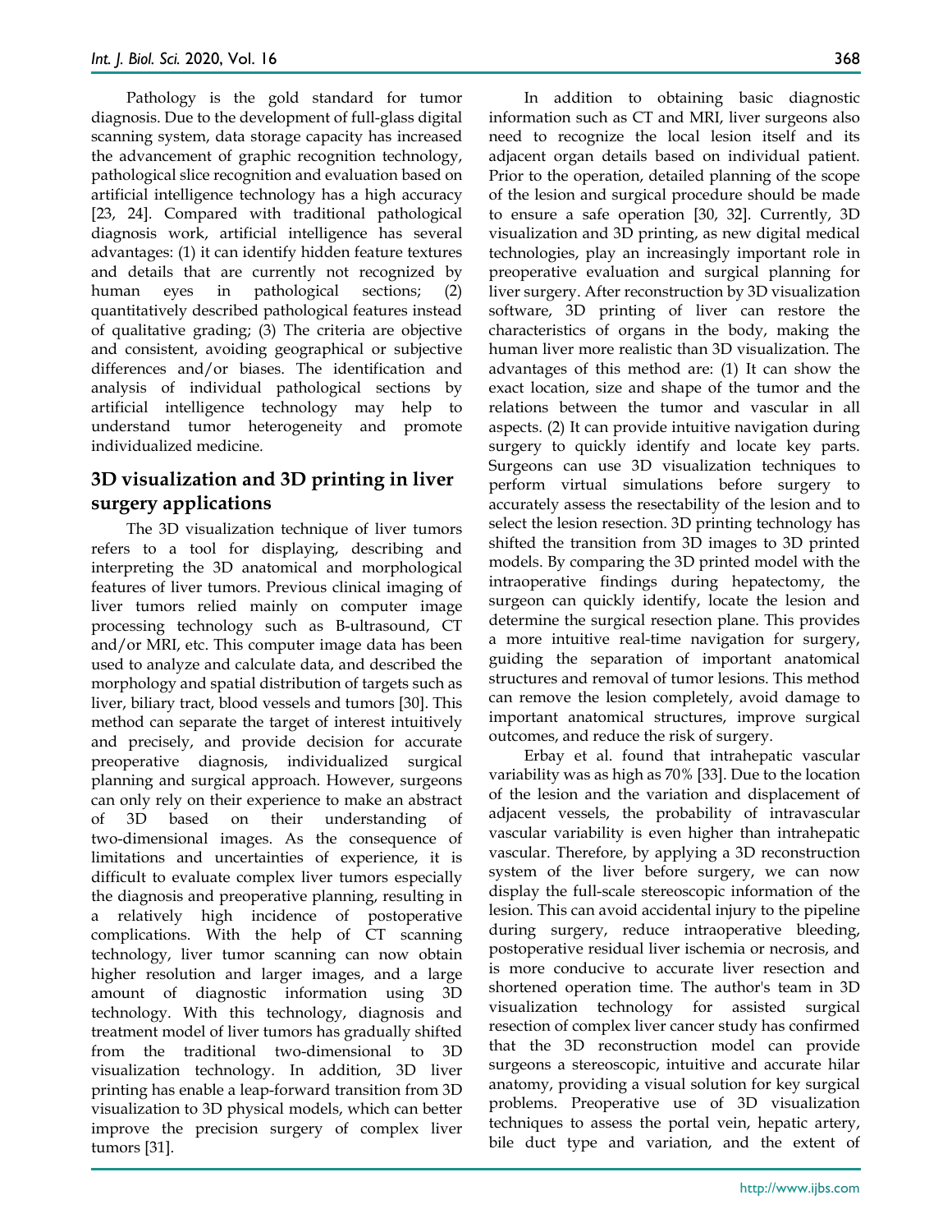Pathology is the gold standard for tumor diagnosis. Due to the development of full-glass digital scanning system, data storage capacity has increased the advancement of graphic recognition technology, pathological slice recognition and evaluation based on artificial intelligence technology has a high accuracy [23, 24]. Compared with traditional pathological diagnosis work, artificial intelligence has several advantages: (1) it can identify hidden feature textures and details that are currently not recognized by human eyes in pathological sections; (2) quantitatively described pathological features instead of qualitative grading; (3) The criteria are objective and consistent, avoiding geographical or subjective differences and/or biases. The identification and analysis of individual pathological sections by artificial intelligence technology may help to understand tumor heterogeneity and promote individualized medicine.

## 3D visualization and 3D printing in liver surgery applications

The 3D visualization technique of liver tumors refers to a tool for displaying, describing and interpreting the 3D anatomical and morphological features of liver tumors. Previous clinical imaging of liver tumors relied mainly on computer image processing technology such as B-ultrasound, CT and/or MRI, etc. This computer image data has been used to analyze and calculate data, and described the morphology and spatial distribution of targets such as liver, biliary tract, blood vessels and tumors [30]. This method can separate the target of interest intuitively and precisely, and provide decision for accurate preoperative diagnosis, individualized surgical planning and surgical approach. However, surgeons can only rely on their experience to make an abstract of 3D based on their understanding of two-dimensional images. As the consequence of limitations and uncertainties of experience, it is difficult to evaluate complex liver tumors especially the diagnosis and preoperative planning, resulting in a relatively high incidence of postoperative complications. With the help of CT scanning technology, liver tumor scanning can now obtain higher resolution and larger images, and a large amount of diagnostic information using 3D technology. With this technology, diagnosis and treatment model of liver tumors has gradually shifted from the traditional two-dimensional to 3D visualization technology. In addition, 3D liver printing has enable a leap-forward transition from 3D visualization to 3D physical models, which can better improve the precision surgery of complex liver tumors [31].

In addition to obtaining basic diagnostic information such as CT and MRI, liver surgeons also need to recognize the local lesion itself and its adjacent organ details based on individual patient. Prior to the operation, detailed planning of the scope of the lesion and surgical procedure should be made to ensure a safe operation [30, 32]. Currently, 3D visualization and 3D printing, as new digital medical technologies, play an increasingly important role in preoperative evaluation and surgical planning for liver surgery. After reconstruction by 3D visualization software, 3D printing of liver can restore the characteristics of organs in the body, making the human liver more realistic than 3D visualization. The advantages of this method are: (1) It can show the exact location, size and shape of the tumor and the relations between the tumor and vascular in all aspects. (2) It can provide intuitive navigation during surgery to quickly identify and locate key parts. Surgeons can use 3D visualization techniques to perform virtual simulations before surgery to accurately assess the resectability of the lesion and to select the lesion resection. 3D printing technology has shifted the transition from 3D images to 3D printed models. By comparing the 3D printed model with the intraoperative findings during hepatectomy, the surgeon can quickly identify, locate the lesion and determine the surgical resection plane. This provides a more intuitive real-time navigation for surgery, guiding the separation of important anatomical structures and removal of tumor lesions. This method can remove the lesion completely, avoid damage to important anatomical structures, improve surgical outcomes, and reduce the risk of surgery.

Erbay et al. found that intrahepatic vascular variability was as high as 70% [33]. Due to the location of the lesion and the variation and displacement of adjacent vessels, the probability of intravascular vascular variability is even higher than intrahepatic vascular. Therefore, by applying a 3D reconstruction system of the liver before surgery, we can now display the full-scale stereoscopic information of the lesion. This can avoid accidental injury to the pipeline during surgery, reduce intraoperative bleeding, postoperative residual liver ischemia or necrosis, and is more conducive to accurate liver resection and shortened operation time. The author's team in 3D visualization technology for assisted surgical resection of complex liver cancer study has confirmed that the 3D reconstruction model can provide surgeons a stereoscopic, intuitive and accurate hilar anatomy, providing a visual solution for key surgical problems. Preoperative use of 3D visualization techniques to assess the portal vein, hepatic artery, bile duct type and variation, and the extent of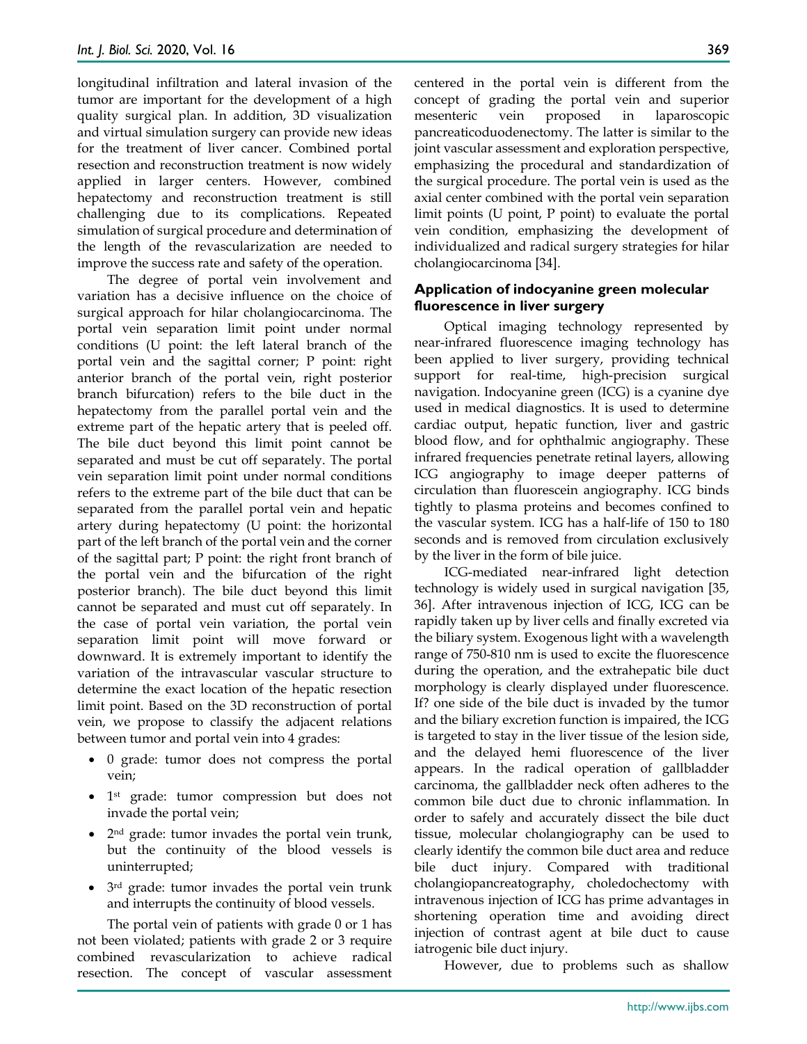longitudinal infiltration and lateral invasion of the tumor are important for the development of a high quality surgical plan. In addition, 3D visualization and virtual simulation surgery can provide new ideas for the treatment of liver cancer. Combined portal resection and reconstruction treatment is now widely applied in larger centers. However, combined hepatectomy and reconstruction treatment is still challenging due to its complications. Repeated simulation of surgical procedure and determination of the length of the revascularization are needed to improve the success rate and safety of the operation.

The degree of portal vein involvement and variation has a decisive influence on the choice of surgical approach for hilar cholangiocarcinoma. The portal vein separation limit point under normal conditions (U point: the left lateral branch of the portal vein and the sagittal corner; P point: right anterior branch of the portal vein, right posterior branch bifurcation) refers to the bile duct in the hepatectomy from the parallel portal vein and the extreme part of the hepatic artery that is peeled off. The bile duct beyond this limit point cannot be separated and must be cut off separately. The portal vein separation limit point under normal conditions refers to the extreme part of the bile duct that can be separated from the parallel portal vein and hepatic artery during hepatectomy (U point: the horizontal part of the left branch of the portal vein and the corner of the sagittal part; P point: the right front branch of the portal vein and the bifurcation of the right posterior branch). The bile duct beyond this limit cannot be separated and must cut off separately. In the case of portal vein variation, the portal vein separation limit point will move forward or downward. It is extremely important to identify the variation of the intravascular vascular structure to determine the exact location of the hepatic resection limit point. Based on the 3D reconstruction of portal vein, we propose to classify the adjacent relations between tumor and portal vein into 4 grades:

- 0 grade: tumor does not compress the portal vein;
- 1st grade: tumor compression but does not invade the portal vein;
- 2nd grade: tumor invades the portal vein trunk, but the continuity of the blood vessels is uninterrupted;
- 3rd grade: tumor invades the portal vein trunk and interrupts the continuity of blood vessels.

The portal vein of patients with grade 0 or 1 has not been violated; patients with grade 2 or 3 require combined revascularization to achieve radical resection. The concept of vascular assessment centered in the portal vein is different from the concept of grading the portal vein and superior mesenteric vein proposed in laparoscopic pancreaticoduodenectomy. The latter is similar to the joint vascular assessment and exploration perspective, emphasizing the procedural and standardization of the surgical procedure. The portal vein is used as the axial center combined with the portal vein separation limit points (U point, P point) to evaluate the portal vein condition, emphasizing the development of individualized and radical surgery strategies for hilar cholangiocarcinoma [34].

## Application of indocyanine green molecular fluorescence in liver surgery

Optical imaging technology represented by near-infrared fluorescence imaging technology has been applied to liver surgery, providing technical support for real-time, high-precision surgical navigation. Indocyanine green (ICG) is a cyanine dye used in medical diagnostics. It is used to determine cardiac output, hepatic function, liver and gastric blood flow, and for ophthalmic angiography. These infrared frequencies penetrate retinal layers, allowing ICG angiography to image deeper patterns of circulation than fluorescein angiography. ICG binds tightly to plasma proteins and becomes confined to the vascular system. ICG has a half-life of 150 to 180 seconds and is removed from circulation exclusively by the liver in the form of bile juice.

ICG-mediated near-infrared light detection technology is widely used in surgical navigation [35, 36]. After intravenous injection of ICG, ICG can be rapidly taken up by liver cells and finally excreted via the biliary system. Exogenous light with a wavelength range of 750-810 nm is used to excite the fluorescence during the operation, and the extrahepatic bile duct morphology is clearly displayed under fluorescence. If? one side of the bile duct is invaded by the tumor and the biliary excretion function is impaired, the ICG is targeted to stay in the liver tissue of the lesion side, and the delayed hemi fluorescence of the liver appears. In the radical operation of gallbladder carcinoma, the gallbladder neck often adheres to the common bile duct due to chronic inflammation. In order to safely and accurately dissect the bile duct tissue, molecular cholangiography can be used to clearly identify the common bile duct area and reduce bile duct injury. Compared with traditional cholangiopancreatography, choledochectomy with intravenous injection of ICG has prime advantages in shortening operation time and avoiding direct injection of contrast agent at bile duct to cause iatrogenic bile duct injury.

However, due to problems such as shallow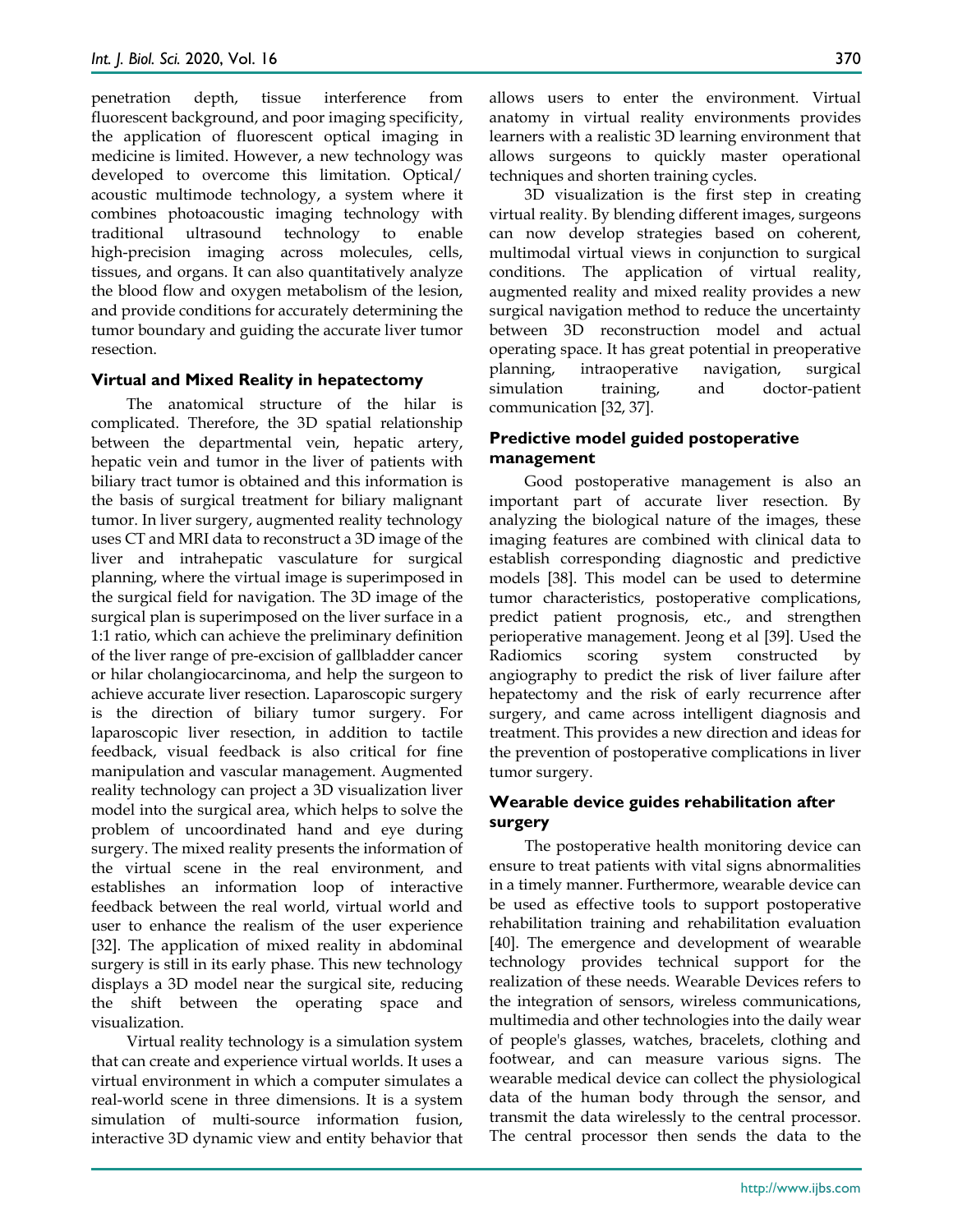penetration depth, tissue interference from fluorescent background, and poor imaging specificity, the application of fluorescent optical imaging in medicine is limited. However, a new technology was developed to overcome this limitation. Optical/ acoustic multimode technology, a system where it combines photoacoustic imaging technology with traditional ultrasound technology to enable high-precision imaging across molecules, cells, tissues, and organs. It can also quantitatively analyze the blood flow and oxygen metabolism of the lesion, and provide conditions for accurately determining the tumor boundary and guiding the accurate liver tumor resection.

### Virtual and Mixed Reality in hepatectomy

The anatomical structure of the hilar is complicated. Therefore, the 3D spatial relationship between the departmental vein, hepatic artery, hepatic vein and tumor in the liver of patients with biliary tract tumor is obtained and this information is the basis of surgical treatment for biliary malignant tumor. In liver surgery, augmented reality technology uses CT and MRI data to reconstruct a 3D image of the liver and intrahepatic vasculature for surgical planning, where the virtual image is superimposed in the surgical field for navigation. The 3D image of the surgical plan is superimposed on the liver surface in a 1:1 ratio, which can achieve the preliminary definition of the liver range of pre-excision of gallbladder cancer or hilar cholangiocarcinoma, and help the surgeon to achieve accurate liver resection. Laparoscopic surgery is the direction of biliary tumor surgery. For laparoscopic liver resection, in addition to tactile feedback, visual feedback is also critical for fine manipulation and vascular management. Augmented reality technology can project a 3D visualization liver model into the surgical area, which helps to solve the problem of uncoordinated hand and eye during surgery. The mixed reality presents the information of the virtual scene in the real environment, and establishes an information loop of interactive feedback between the real world, virtual world and user to enhance the realism of the user experience [32]. The application of mixed reality in abdominal surgery is still in its early phase. This new technology displays a 3D model near the surgical site, reducing the shift between the operating space and visualization.

Virtual reality technology is a simulation system that can create and experience virtual worlds. It uses a virtual environment in which a computer simulates a real-world scene in three dimensions. It is a system simulation of multi-source information fusion, interactive 3D dynamic view and entity behavior that allows users to enter the environment. Virtual anatomy in virtual reality environments provides learners with a realistic 3D learning environment that allows surgeons to quickly master operational techniques and shorten training cycles.

3D visualization is the first step in creating virtual reality. By blending different images, surgeons can now develop strategies based on coherent, multimodal virtual views in conjunction to surgical conditions. The application of virtual reality, augmented reality and mixed reality provides a new surgical navigation method to reduce the uncertainty between 3D reconstruction model and actual operating space. It has great potential in preoperative planning, intraoperative navigation, surgical simulation training, and doctor-patient communication [32, 37].

### Predictive model guided postoperative management

Good postoperative management is also an important part of accurate liver resection. By analyzing the biological nature of the images, these imaging features are combined with clinical data to establish corresponding diagnostic and predictive models [38]. This model can be used to determine tumor characteristics, postoperative complications, predict patient prognosis, etc., and strengthen perioperative management. Jeong et al [39]. Used the Radiomics scoring system constructed by angiography to predict the risk of liver failure after hepatectomy and the risk of early recurrence after surgery, and came across intelligent diagnosis and treatment. This provides a new direction and ideas for the prevention of postoperative complications in liver tumor surgery.

### Wearable device guides rehabilitation after surgery

The postoperative health monitoring device can ensure to treat patients with vital signs abnormalities in a timely manner. Furthermore, wearable device can be used as effective tools to support postoperative rehabilitation training and rehabilitation evaluation [40]. The emergence and development of wearable technology provides technical support for the realization of these needs. Wearable Devices refers to the integration of sensors, wireless communications, multimedia and other technologies into the daily wear of people's glasses, watches, bracelets, clothing and footwear, and can measure various signs. The wearable medical device can collect the physiological data of the human body through the sensor, and transmit the data wirelessly to the central processor. The central processor then sends the data to the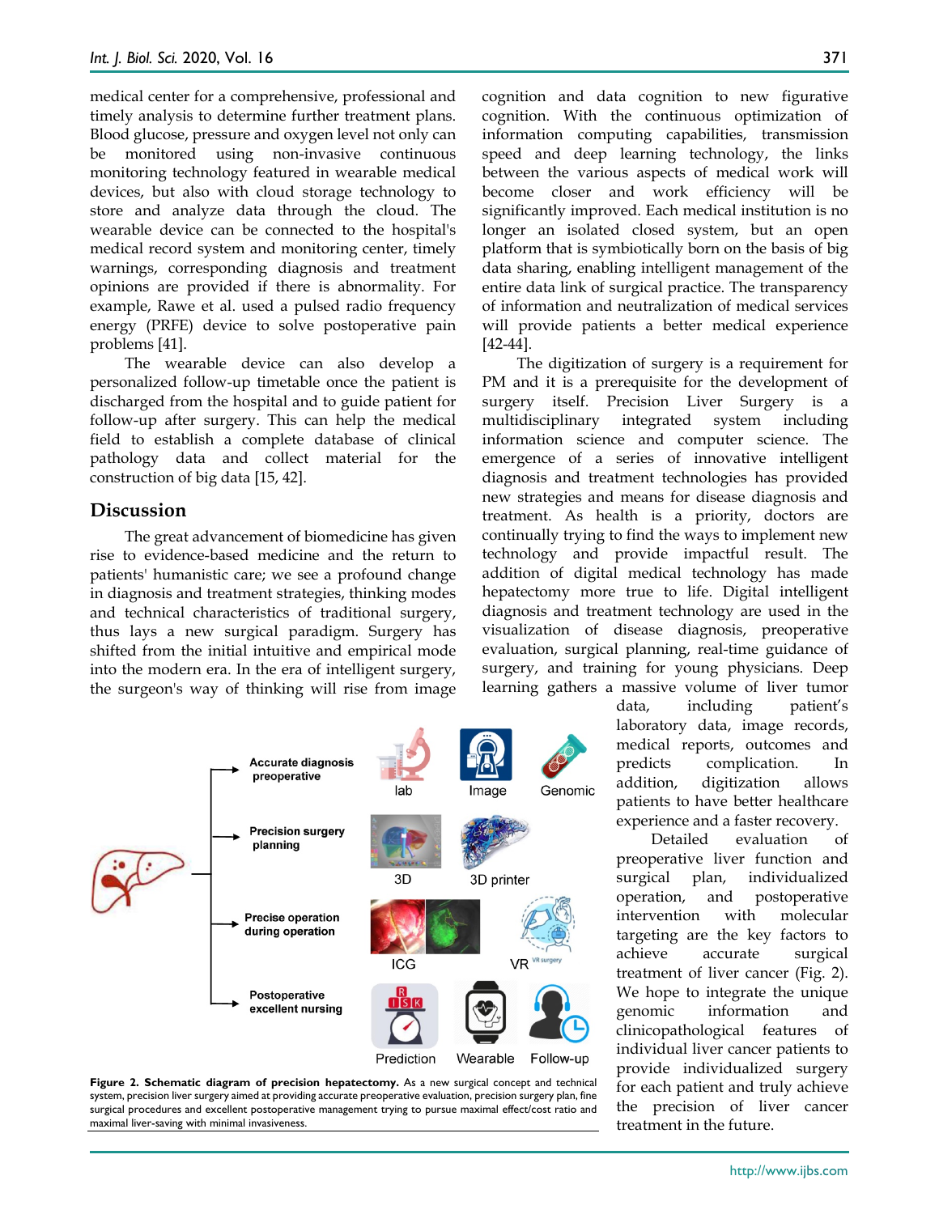medical center for a comprehensive, professional and timely analysis to determine further treatment plans. Blood glucose, pressure and oxygen level not only can be monitored using non-invasive continuous monitoring technology featured in wearable medical devices, but also with cloud storage technology to store and analyze data through the cloud. The wearable device can be connected to the hospital's medical record system and monitoring center, timely warnings, corresponding diagnosis and treatment opinions are provided if there is abnormality. For example, Rawe et al. used a pulsed radio frequency energy (PRFE) device to solve postoperative pain problems [41].

The wearable device can also develop a personalized follow-up timetable once the patient is discharged from the hospital and to guide patient for follow-up after surgery. This can help the medical field to establish a complete database of clinical pathology data and collect material for the construction of big data [15, 42].

## Discussion

The great advancement of biomedicine has given rise to evidence-based medicine and the return to patients' humanistic care; we see a profound change in diagnosis and treatment strategies, thinking modes and technical characteristics of traditional surgery, thus lays a new surgical paradigm. Surgery has shifted from the initial intuitive and empirical mode into the modern era. In the era of intelligent surgery, the surgeon's way of thinking will rise from image cognition and data cognition to new figurative cognition. With the continuous optimization of information computing capabilities, transmission speed and deep learning technology, the links between the various aspects of medical work will become closer and work efficiency will be significantly improved. Each medical institution is no longer an isolated closed system, but an open platform that is symbiotically born on the basis of big data sharing, enabling intelligent management of the entire data link of surgical practice. The transparency of information and neutralization of medical services will provide patients a better medical experience [42-44].

The digitization of surgery is a requirement for PM and it is a prerequisite for the development of surgery itself. Precision Liver Surgery is a multidisciplinary integrated system including information science and computer science. The emergence of a series of innovative intelligent diagnosis and treatment technologies has provided new strategies and means for disease diagnosis and treatment. As health is a priority, doctors are continually trying to find the ways to implement new technology and provide impactful result. The addition of digital medical technology has made hepatectomy more true to life. Digital intelligent diagnosis and treatment technology are used in the visualization of disease diagnosis, preoperative evaluation, surgical planning, real-time guidance of surgery, and training for young physicians. Deep learning gathers a massive volume of liver tumor data, including patient's laboratory data, image records, medical reports, outcomes and predicts complication. In addition, digitization allows patients to have better healthcare experience and a faster recovery.

Detailed evaluation of preoperative liver function and surgical plan, individualized operation, and postoperative intervention with molecular targeting are the key factors to achieve accurate surgical treatment of liver cancer (Fig. 2). We hope to integrate the unique genomic information and clinicopathological features of individual liver cancer patients to provide individualized surgery for each patient and truly achieve the precision of liver cancer treatment in the future.

**Figure 2. Schematic diagram of precision hepatectomy.** As a new surgical concept and technical system, precision liver surgery aimed at providing accurate preoperative evaluation, precision surgery plan, fine surgical procedures and excellent postoperative management trying to pursue maximal effect/cost ratio and maximal liver-saving with minimal invasiveness.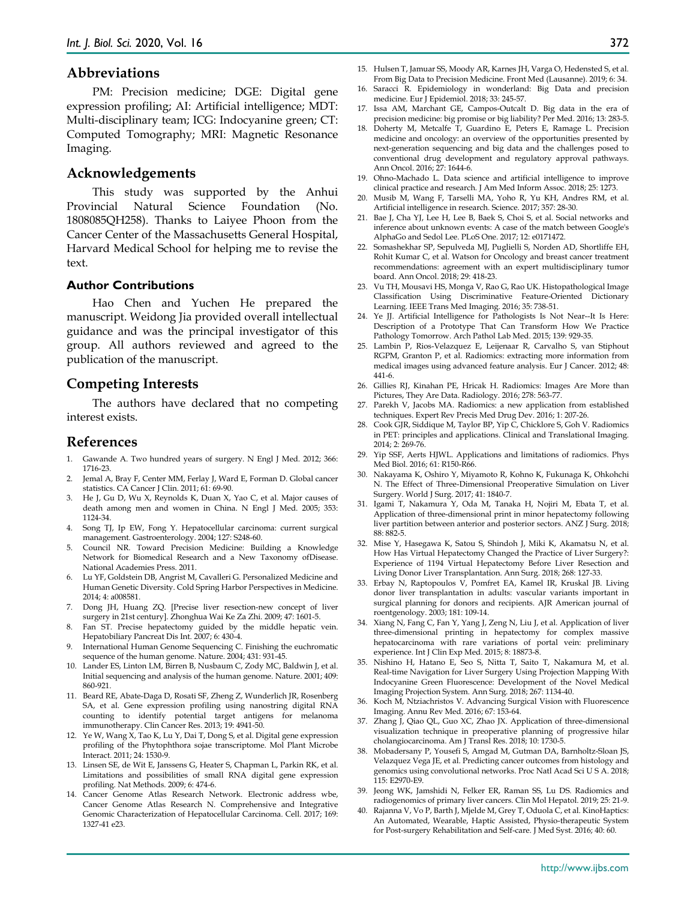## Abbreviations

PM: Precision medicine; DGE: Digital gene expression profiling; AI: Artificial intelligence; MDT: Multi-disciplinary team; ICG: Indocyanine green; CT: Computed Tomography; MRI: Magnetic Resonance Imaging.

## Acknowledgements

This study was supported by the Anhui Provincial Natural Science Foundation (No. 1808085QH258). Thanks to Laiyee Phoon from the Cancer Center of the Massachusetts General Hospital, Harvard Medical School for helping me to revise the text.

### Author Contributions

Hao Chen and Yuchen He prepared the manuscript. Weidong Jia provided overall intellectual guidance and was the principal investigator of this group. All authors reviewed and agreed to the publication of the manuscript.

## Competing Interests

The authors have declared that no competing interest exists.

## References

1. Gawande A. Two hundred years of surgery. N Engl J Med. 2012; 366: 1716-23.
2. Jemal A, Bray F, Center MM, Ferlay J, Ward E, Forman D. Global cancer statistics. CA Cancer J Clin. 2011; 61: 69-90.
3. He J, Gu D, Wu X, Reynolds K, Duan X, Yao C, et al. Major causes of death among men and women in China. N Engl J Med. 2005; 353: 1124-34.
4. Song TJ, Ip EW, Fong Y. Hepatocellular carcinoma: current surgical management. Gastroenterology. 2004; 127: S248-60.
5. Council NR. Toward Precision Medicine: Building a Knowledge Network for Biomedical Research and a New Taxonomy ofDisease. National Academies Press. 2011.
6. Lu YF, Goldstein DB, Angrist M, Cavalleri G. Personalized Medicine and Human Genetic Diversity. Cold Spring Harbor Perspectives in Medicine. 2014; 4: a008581.
7. Dong JH, Huang ZQ. [Precise liver resection-new concept of liver surgery in 21st century]. Zhonghua Wai Ke Za Zhi. 2009; 47: 1601-5.
8. Fan ST. Precise hepatectomy guided by the middle hepatic vein. Hepatobiliary Pancreat Dis Int. 2007; 6: 430-4.
9. International Human Genome Sequencing C. Finishing the euchromatic sequence of the human genome. Nature. 2004; 431: 931-45.
10. Lander ES, Linton LM, Birren B, Nusbaum C, Zody MC, Baldwin J, et al. Initial sequencing and analysis of the human genome. Nature. 2001; 409: 860-921.
11. Beard RE, Abate-Daga D, Rosati SF, Zheng Z, Wunderlich JR, Rosenberg SA, et al. Gene expression profiling using nanostring digital RNA counting to identify potential target antigens for melanoma immunotherapy. Clin Cancer Res. 2013; 19: 4941-50.
12. Ye W, Wang X, Tao K, Lu Y, Dai T, Dong S, et al. Digital gene expression profiling of the Phytophthora sojae transcriptome. Mol Plant Microbe Interact. 2011; 24: 1530-9.
13. Linsen SE, de Wit E, Janssens G, Heater S, Chapman L, Parkin RK, et al. Limitations and possibilities of small RNA digital gene expression profiling. Nat Methods. 2009; 6: 474-6.
14. Cancer Genome Atlas Research Network. Electronic address wbe, Cancer Genome Atlas Research N. Comprehensive and Integrative Genomic Characterization of Hepatocellular Carcinoma. Cell. 2017; 169: 1327-41 e23.
15. Hulsen T, Jamuar SS, Moody AR, Karnes JH, Varga O, Hedensted S, et al. From Big Data to Precision Medicine. Front Med (Lausanne). 2019; 6: 34.
16. Saracci R. Epidemiology in wonderland: Big Data and precision medicine. Eur J Epidemiol. 2018; 33: 245-57.
17. Issa AM, Marchant GE, Campos-Outcalt D. Big data in the era of precision medicine: big promise or big liability? Per Med. 2016; 13: 283-5.
18. Doherty M, Metcalfe T, Guardino E, Peters E, Ramage L. Precision medicine and oncology: an overview of the opportunities presented by next-generation sequencing and big data and the challenges posed to conventional drug development and regulatory approval pathways. Ann Oncol. 2016; 27: 1644-6.
19. Ohno-Machado L. Data science and artificial intelligence to improve clinical practice and research. J Am Med Inform Assoc. 2018; 25: 1273.
20. Musib M, Wang F, Tarselli MA, Yoho R, Yu KH, Andres RM, et al. Artificial intelligence in research. Science. 2017; 357: 28-30.
21. Bae J, Cha YJ, Lee H, Lee B, Baek S, Choi S, et al. Social networks and inference about unknown events: A case of the match between Google's AlphaGo and Sedol Lee. PLoS One. 2017; 12: e0171472.
22. Somashekhar SP, Sepulveda MJ, Puglielli S, Norden AD, Shortliffe EH, Rohit Kumar C, et al. Watson for Oncology and breast cancer treatment recommendations: agreement with an expert multidisciplinary tumor board. Ann Oncol. 2018; 29: 418-23.
23. Vu TH, Mousavi HS, Monga V, Rao G, Rao UK. Histopathological Image Classification Using Discriminative Feature-Oriented Dictionary Learning. IEEE Trans Med Imaging. 2016; 35: 738-51.
24. Ye JJ. Artificial Intelligence for Pathologists Is Not Near--It Is Here: Description of a Prototype That Can Transform How We Practice Pathology Tomorrow. Arch Pathol Lab Med. 2015; 139: 929-35.
25. Lambin P, Rios-Velazquez E, Leijenaar R, Carvalho S, van Stiphout RGPM, Granton P, et al. Radiomics: extracting more information from medical images using advanced feature analysis. Eur J Cancer. 2012; 48: 441-6.
26. Gillies RJ, Kinahan PE, Hricak H. Radiomics: Images Are More than Pictures, They Are Data. Radiology. 2016; 278: 563-77.
27. Parekh V, Jacobs MA. Radiomics: a new application from established techniques. Expert Rev Precis Med Drug Dev. 2016; 1: 207-26.
28. Cook GJR, Siddique M, Taylor BP, Yip C, Chicklore S, Goh V. Radiomics in PET: principles and applications. Clinical and Translational Imaging. 2014; 2: 269-76.
29. Yip SSF, Aerts HJWL. Applications and limitations of radiomics. Phys Med Biol. 2016; 61: R150-R66.
30. Nakayama K, Oshiro Y, Miyamoto R, Kohno K, Fukunaga K, Ohkohchi N. The Effect of Three-Dimensional Preoperative Simulation on Liver Surgery. World J Surg. 2017; 41: 1840-7.
31. Igami T, Nakamura Y, Oda M, Tanaka H, Nojiri M, Ebata T, et al. Application of three-dimensional print in minor hepatectomy following liver partition between anterior and posterior sectors. ANZ J Surg. 2018; 88: 882-5.
32. Mise Y, Hasegawa K, Satou S, Shindoh J, Miki K, Akamatsu N, et al. How Has Virtual Hepatectomy Changed the Practice of Liver Surgery?: Experience of 1194 Virtual Hepatectomy Before Liver Resection and Living Donor Liver Transplantation. Ann Surg. 2018; 268: 127-33.
33. Erbay N, Raptopoulos V, Pomfret EA, Kamel IR, Kruskal JB. Living donor liver transplantation in adults: vascular variants important in surgical planning for donors and recipients. AJR American journal of roentgenology. 2003; 181: 109-14.
34. Xiang N, Fang C, Fan Y, Yang J, Zeng N, Liu J, et al. Application of liver three-dimensional printing in hepatectomy for complex massive hepatocarcinoma with rare variations of portal vein: preliminary experience. Int J Clin Exp Med. 2015; 8: 18873-8.
35. Nishino H, Hatano E, Seo S, Nitta T, Saito T, Nakamura M, et al. Real-time Navigation for Liver Surgery Using Projection Mapping With Indocyanine Green Fluorescence: Development of the Novel Medical Imaging Projection System. Ann Surg. 2018; 267: 1134-40.
36. Koch M, Ntziachristos V. Advancing Surgical Vision with Fluorescence Imaging. Annu Rev Med. 2016; 67: 153-64.
37. Zhang J, Qiao QL, Guo XC, Zhao JX. Application of three-dimensional visualization technique in preoperative planning of progressive hilar cholangiocarcinoma. Am J Transl Res. 2018; 10: 1730-5.
38. Mobadersany P, Yousefi S, Amgad M, Gutman DA, Barnholtz-Sloan JS, Velazquez Vega JE, et al. Predicting cancer outcomes from histology and genomics using convolutional networks. Proc Natl Acad Sci U S A. 2018; 115: E2970-E9.
39. Jeong WK, Jamshidi N, Felker ER, Raman SS, Lu DS. Radiomics and radiogenomics of primary liver cancers. Clin Mol Hepatol. 2019; 25: 21-9.
40. Rajanna V, Vo P, Barth J, Mjelde M, Grey T, Oduola C, et al. KinoHaptics: An Automated, Wearable, Haptic Assisted, Physio-therapeutic System for Post-surgery Rehabilitation and Self-care. J Med Syst. 2016; 40: 60.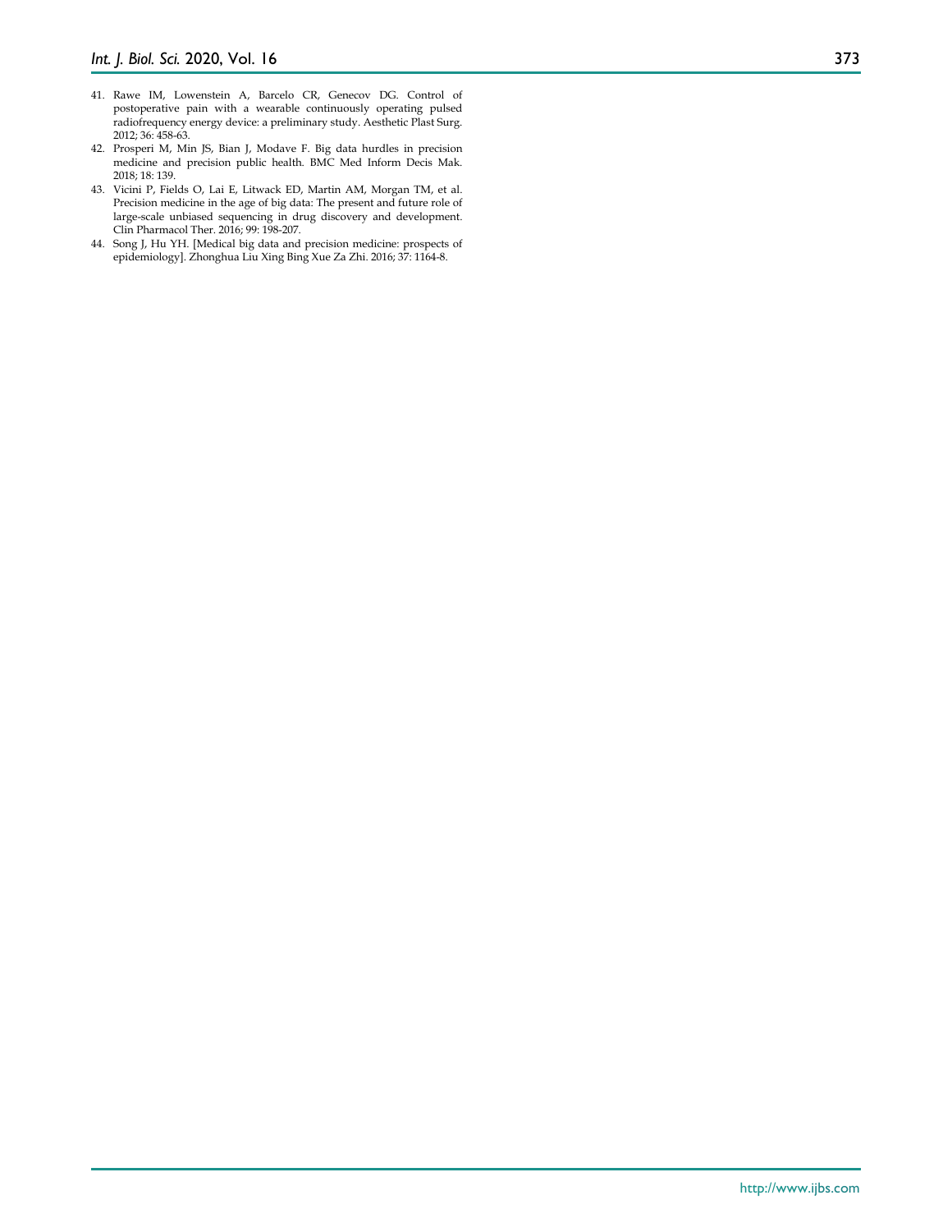41. Rawe IM, Lowenstein A, Barcelo CR, Genecov DG. Control of postoperative pain with a wearable continuously operating pulsed radiofrequency energy device: a preliminary study. Aesthetic Plast Surg. 2012; 36: 458-63.
42. Prosperi M, Min JS, Bian J, Modave F. Big data hurdles in precision medicine and precision public health. BMC Med Inform Decis Mak. 2018; 18: 139.
43. Vicini P, Fields O, Lai E, Litwack ED, Martin AM, Morgan TM, et al. Precision medicine in the age of big data: The present and future role of large-scale unbiased sequencing in drug discovery and development. Clin Pharmacol Ther. 2016; 99: 198-207.
44. Song J, Hu YH. [Medical big data and precision medicine: prospects of epidemiology]. Zhonghua Liu Xing Bing Xue Za Zhi. 2016; 37: 1164-8.